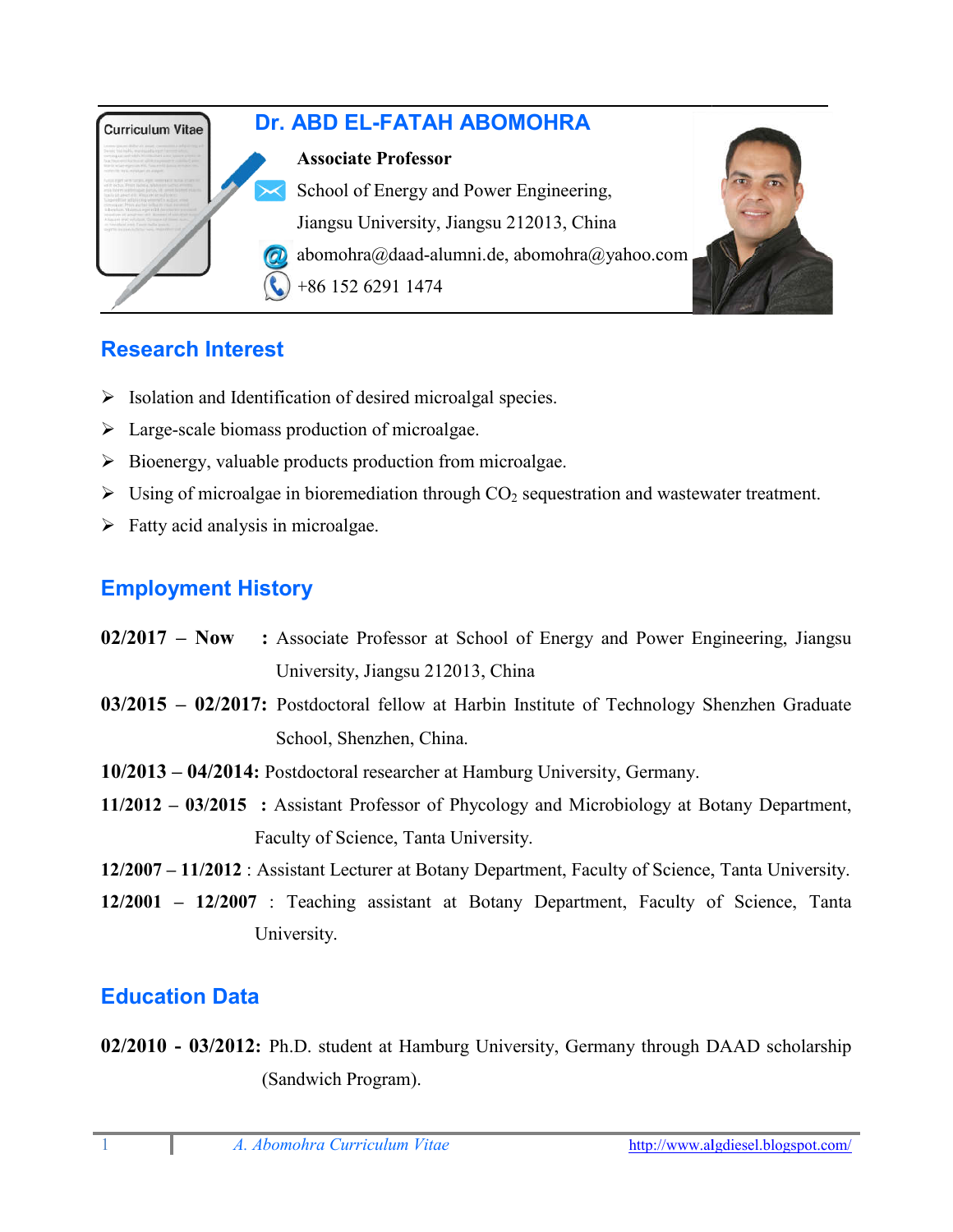# Dr. ABD EL-FATAH ABOMOHRA

**Associate Professor**

School of Energy and Power Engineering,

Jiangsu University, Jiangsu 212013, China

abomohra@daad-alumni.de, abomohra@yahoo.com

+86 152 6291 1474

## Research Interest

- Isolation and Identification of desired microalgal species.
- Large-scale biomass production of microalgae.
- Bioenergy, valuable products production from microalgae.
- Using of microalgae in bioremediation through $CO_2$ sequestration and wastewater treatment.
- Fatty acid analysis in microalgae.

## Employment History

**02/2017 – Now :** Associate Professor at School of Energy and Power Engineering, Jiangsu University, Jiangsu 212013, China

**03/2015 – 02/2017:** Postdoctoral fellow at Harbin Institute of Technology Shenzhen Graduate School, Shenzhen, China.

**10/2013 – 04/2014:** Postdoctoral researcher at Hamburg University, Germany.

**11/2012 – 03/2015 :** Assistant Professor of Phycology and Microbiology at Botany Department, Faculty of Science, Tanta University.

**12/2007 – 11/2012** : Assistant Lecturer at Botany Department, Faculty of Science, Tanta University.

**12/2001 – 12/2007** : Teaching assistant at Botany Department, Faculty of Science, Tanta University.

## Education Data

**02/2010 - 03/2012:** Ph.D. student at Hamburg University, Germany through DAAD scholarship (Sandwich Program).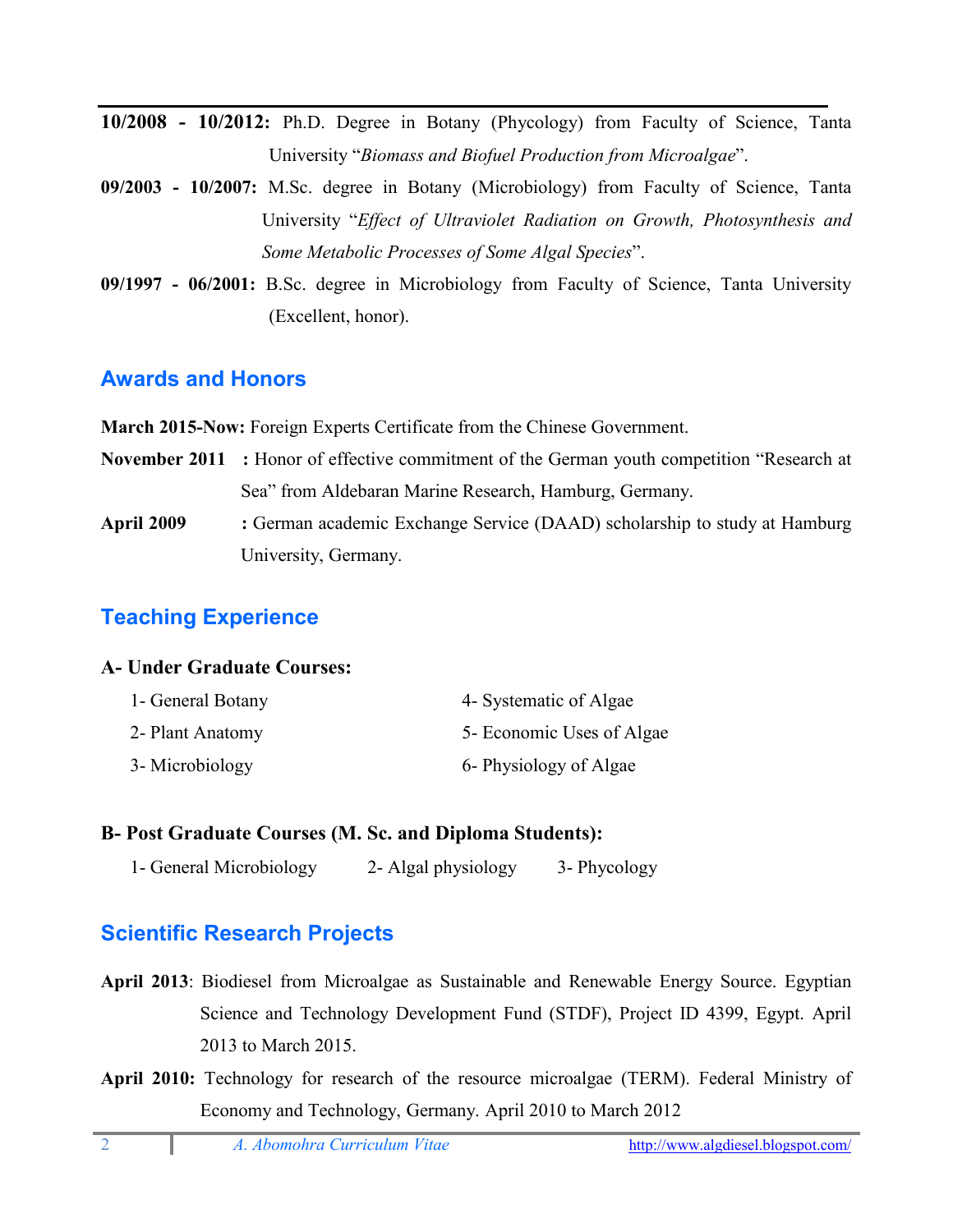**10/2008 - 10/2012:** Ph.D. Degree in Botany (Phycology) from Faculty of Science, Tanta University "*Biomass and Biofuel Production from Microalgae*".

**09/2003 - 10/2007:** M.Sc. degree in Botany (Microbiology) from Faculty of Science, Tanta University "*Effect of Ultraviolet Radiation on Growth, Photosynthesis and Some Metabolic Processes of Some Algal Species*".

**09/1997 - 06/2001:** B.Sc. degree in Microbiology from Faculty of Science, Tanta University (Excellent, honor).

## Awards and Honors

**March 2015-Now:** Foreign Experts Certificate from the Chinese Government.

**November 2011 :** Honor of effective commitment of the German youth competition "Research at Sea" from Aldebaran Marine Research, Hamburg, Germany.

**April 2009 :** German academic Exchange Service (DAAD) scholarship to study at Hamburg University, Germany.

## Teaching Experience

**A- Under Graduate Courses:**

1- General Botany
2- Plant Anatomy
3- Microbiology
4- Systematic of Algae
5- Economic Uses of Algae
6- Physiology of Algae

**B- Post Graduate Courses (M. Sc. and Diploma Students):**

1- General Microbiology
2- Algal physiology
3- Phycology

## Scientific Research Projects

**April 2013**: Biodiesel from Microalgae as Sustainable and Renewable Energy Source. Egyptian Science and Technology Development Fund (STDF), Project ID 4399, Egypt. April 2013 to March 2015.

**April 2010:** Technology for research of the resource microalgae (TERM). Federal Ministry of Economy and Technology, Germany. April 2010 to March 2012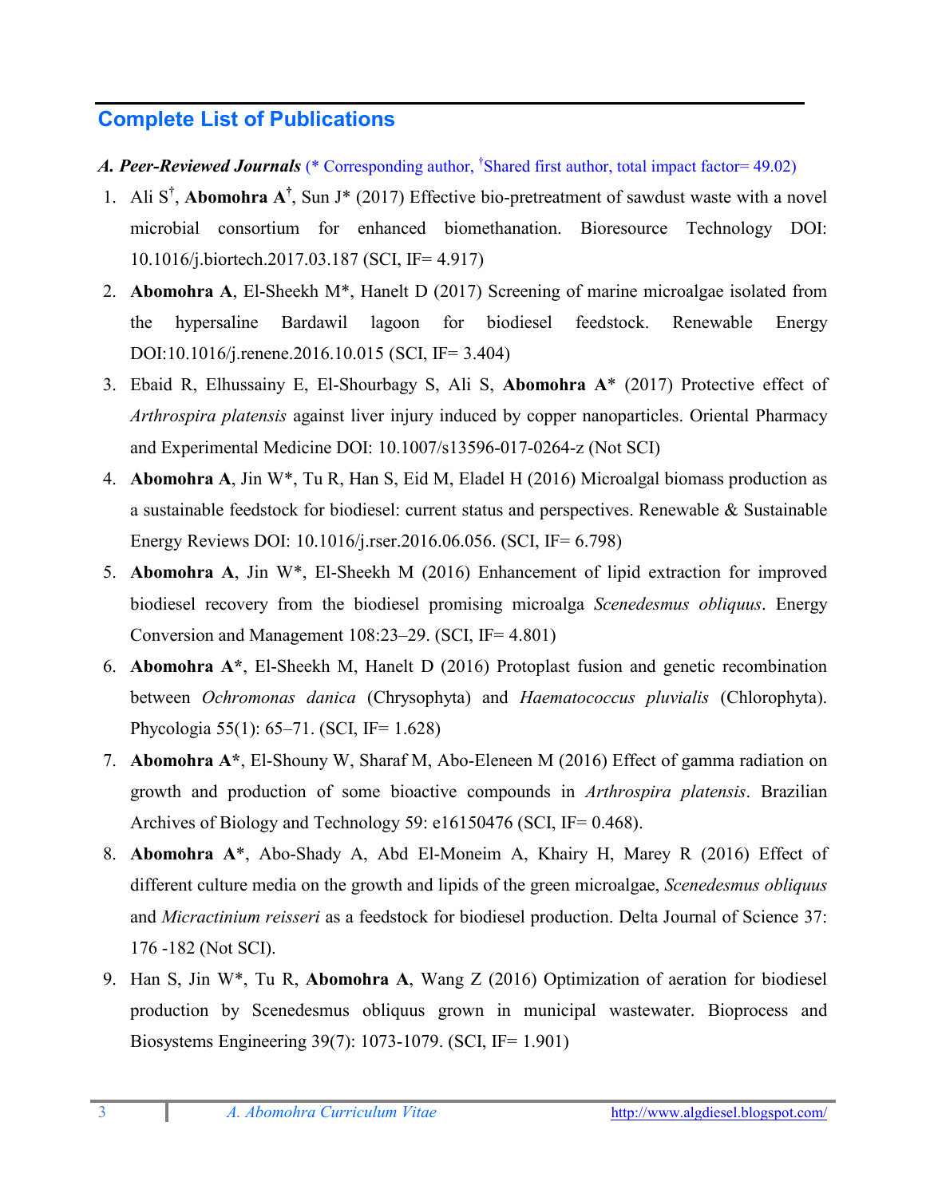## Complete List of Publications

***A. Peer-Reviewed Journals*** (* Corresponding author, [†]Shared first author, total impact factor= 49.02)

1. Ali S[†], **Abomohra A**[†], Sun J* (2017) Effective bio-pretreatment of sawdust waste with a novel microbial consortium for enhanced biomethanation. Bioresource Technology DOI: 10.1016/j.biortech.2017.03.187 (SCI, IF= 4.917)
2. **Abomohra A**, El-Sheekh M*, Hanelt D (2017) Screening of marine microalgae isolated from the hypersaline Bardawil lagoon for biodiesel feedstock. Renewable Energy DOI:10.1016/j.renene.2016.10.015 (SCI, IF= 3.404)
3. Ebaid R, Elhussainy E, El-Shourbagy S, Ali S, **Abomohra A*** (2017) Protective effect of *Arthrospira platensis* against liver injury induced by copper nanoparticles. Oriental Pharmacy and Experimental Medicine DOI: 10.1007/s13596-017-0264-z (Not SCI)
4. **Abomohra A**, Jin W*, Tu R, Han S, Eid M, Eladel H (2016) Microalgal biomass production as a sustainable feedstock for biodiesel: current status and perspectives. Renewable & Sustainable Energy Reviews DOI: 10.1016/j.rser.2016.06.056. (SCI, IF= 6.798)
5. **Abomohra A**, Jin W*, El-Sheekh M (2016) Enhancement of lipid extraction for improved biodiesel recovery from the biodiesel promising microalga *Scenedesmus obliquus*. Energy Conversion and Management 108:23–29. (SCI, IF= 4.801)
6. **Abomohra A***, El-Sheekh M, Hanelt D (2016) Protoplast fusion and genetic recombination between *Ochromonas danica* (Chrysophyta) and *Haematococcus pluvialis* (Chlorophyta). Phycologia 55(1): 65–71. (SCI, IF= 1.628)
7. **Abomohra A***, El-Shouny W, Sharaf M, Abo-Eleneen M (2016) Effect of gamma radiation on growth and production of some bioactive compounds in *Arthrospira platensis*. Brazilian Archives of Biology and Technology 59: e16150476 (SCI, IF= 0.468).
8. **Abomohra A***, Abo-Shady A, Abd El-Moneim A, Khairy H, Marey R (2016) Effect of different culture media on the growth and lipids of the green microalgae, *Scenedesmus obliquus* and *Micractinium reisseri* as a feedstock for biodiesel production. Delta Journal of Science 37: 176 -182 (Not SCI).
9. Han S, Jin W*, Tu R, **Abomohra A**, Wang Z (2016) Optimization of aeration for biodiesel production by Scenedesmus obliquus grown in municipal wastewater. Bioprocess and Biosystems Engineering 39(7): 1073-1079. (SCI, IF= 1.901)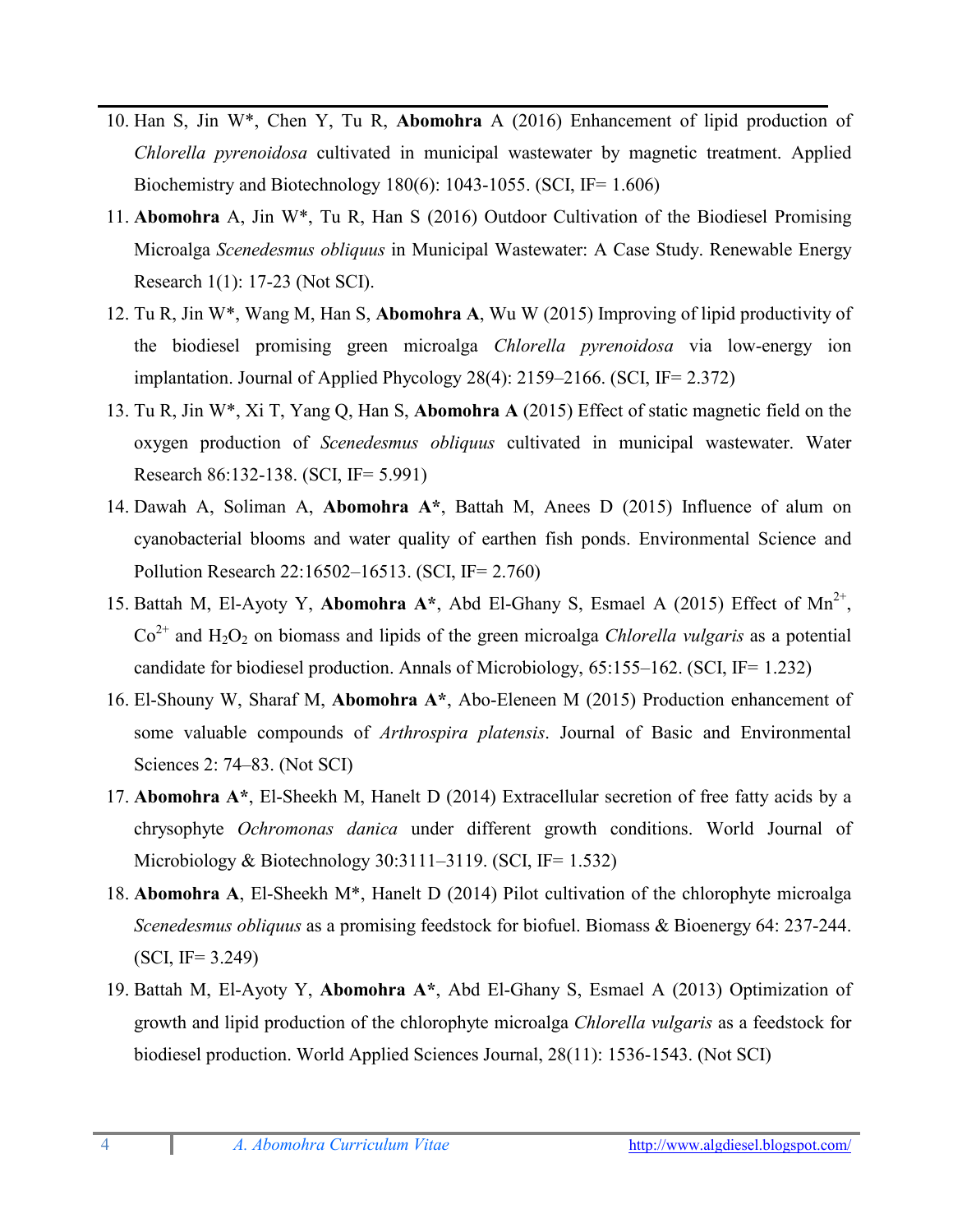10. Han S, Jin W*, Chen Y, Tu R, **Abomohra** A (2016) Enhancement of lipid production of *Chlorella pyrenoidosa* cultivated in municipal wastewater by magnetic treatment. Applied Biochemistry and Biotechnology 180(6): 1043-1055. (SCI, IF= 1.606)
11. **Abomohra** A, Jin W*, Tu R, Han S (2016) Outdoor Cultivation of the Biodiesel Promising Microalga *Scenedesmus obliquus* in Municipal Wastewater: A Case Study. Renewable Energy Research 1(1): 17-23 (Not SCI).
12. Tu R, Jin W*, Wang M, Han S, **Abomohra A**, Wu W (2015) Improving of lipid productivity of the biodiesel promising green microalga *Chlorella pyrenoidosa* via low-energy ion implantation. Journal of Applied Phycology 28(4): 2159–2166. (SCI, IF= 2.372)
13. Tu R, Jin W*, Xi T, Yang Q, Han S, **Abomohra A** (2015) Effect of static magnetic field on the oxygen production of *Scenedesmus obliquus* cultivated in municipal wastewater. Water Research 86:132-138. (SCI, IF= 5.991)
14. Dawah A, Soliman A, **Abomohra A***, Battah M, Anees D (2015) Influence of alum on cyanobacterial blooms and water quality of earthen fish ponds. Environmental Science and Pollution Research 22:16502–16513. (SCI, IF= 2.760)
15. Battah M, El-Ayoty Y, **Abomohra A***, Abd El-Ghany S, Esmael A (2015) Effect of $Mn^{2+}$, $Co^{2+}$ and $H_2O_2$ on biomass and lipids of the green microalga *Chlorella vulgaris* as a potential candidate for biodiesel production. Annals of Microbiology, 65:155–162. (SCI, IF= 1.232)
16. El-Shouny W, Sharaf M, **Abomohra A***, Abo-Eleneen M (2015) Production enhancement of some valuable compounds of *Arthrospira platensis*. Journal of Basic and Environmental Sciences 2: 74–83. (Not SCI)
17. **Abomohra A***, El-Sheekh M, Hanelt D (2014) Extracellular secretion of free fatty acids by a chrysophyte *Ochromonas danica* under different growth conditions. World Journal of Microbiology & Biotechnology 30:3111–3119. (SCI, IF= 1.532)
18. **Abomohra A**, El-Sheekh M*, Hanelt D (2014) Pilot cultivation of the chlorophyte microalga *Scenedesmus obliquus* as a promising feedstock for biofuel. Biomass & Bioenergy 64: 237-244. (SCI, IF= 3.249)
19. Battah M, El-Ayoty Y, **Abomohra A***, Abd El-Ghany S, Esmael A (2013) Optimization of growth and lipid production of the chlorophyte microalga *Chlorella vulgaris* as a feedstock for biodiesel production. World Applied Sciences Journal, 28(11): 1536-1543. (Not SCI)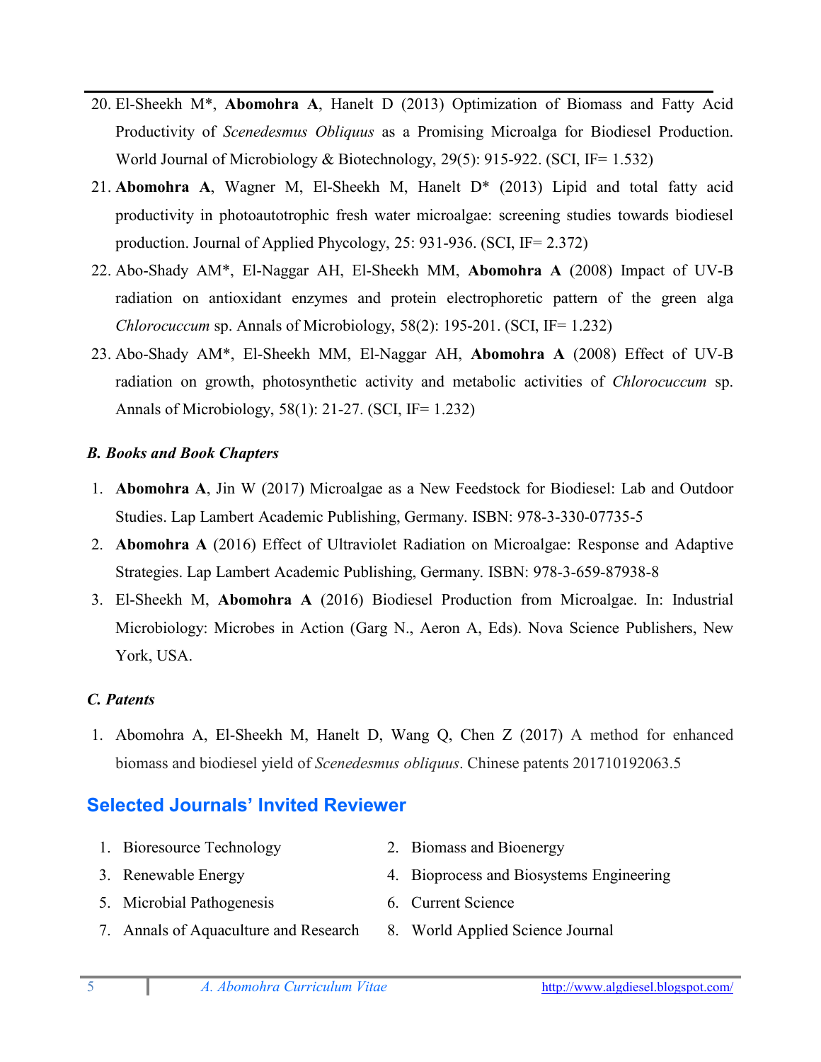20. El-Sheekh M*, **Abomohra A**, Hanelt D (2013) Optimization of Biomass and Fatty Acid Productivity of *Scenedesmus Obliquus* as a Promising Microalga for Biodiesel Production. World Journal of Microbiology & Biotechnology, 29(5): 915-922. (SCI, IF= 1.532)
21. **Abomohra A**, Wagner M, El-Sheekh M, Hanelt D* (2013) Lipid and total fatty acid productivity in photoautotrophic fresh water microalgae: screening studies towards biodiesel production. Journal of Applied Phycology, 25: 931-936. (SCI, IF= 2.372)
22. Abo-Shady AM*, El-Naggar AH, El-Sheekh MM, **Abomohra A** (2008) Impact of UV-B radiation on antioxidant enzymes and protein electrophoretic pattern of the green alga *Chlorocuccum* sp. Annals of Microbiology, 58(2): 195-201. (SCI, IF= 1.232)
23. Abo-Shady AM*, El-Sheekh MM, El-Naggar AH, **Abomohra A** (2008) Effect of UV-B radiation on growth, photosynthetic activity and metabolic activities of *Chlorocuccum* sp. Annals of Microbiology, 58(1): 21-27. (SCI, IF= 1.232)

### *B. Books and Book Chapters*

1. **Abomohra A**, Jin W (2017) Microalgae as a New Feedstock for Biodiesel: Lab and Outdoor Studies. Lap Lambert Academic Publishing, Germany. ISBN: 978-3-330-07735-5
2. **Abomohra A** (2016) Effect of Ultraviolet Radiation on Microalgae: Response and Adaptive Strategies. Lap Lambert Academic Publishing, Germany. ISBN: 978-3-659-87938-8
3. El-Sheekh M, **Abomohra A** (2016) Biodiesel Production from Microalgae. In: Industrial Microbiology: Microbes in Action (Garg N., Aeron A, Eds). Nova Science Publishers, New York, USA.

### *C. Patents*

1. Abomohra A, El-Sheekh M, Hanelt D, Wang Q, Chen Z (2017) A method for enhanced biomass and biodiesel yield of *Scenedesmus obliquus*. Chinese patents 201710192063.5

## Selected Journals' Invited Reviewer

1. Bioresource Technology
2. Biomass and Bioenergy
3. Renewable Energy
4. Bioprocess and Biosystems Engineering
5. Microbial Pathogenesis
6. Current Science
7. Annals of Aquaculture and Research
8. World Applied Science Journal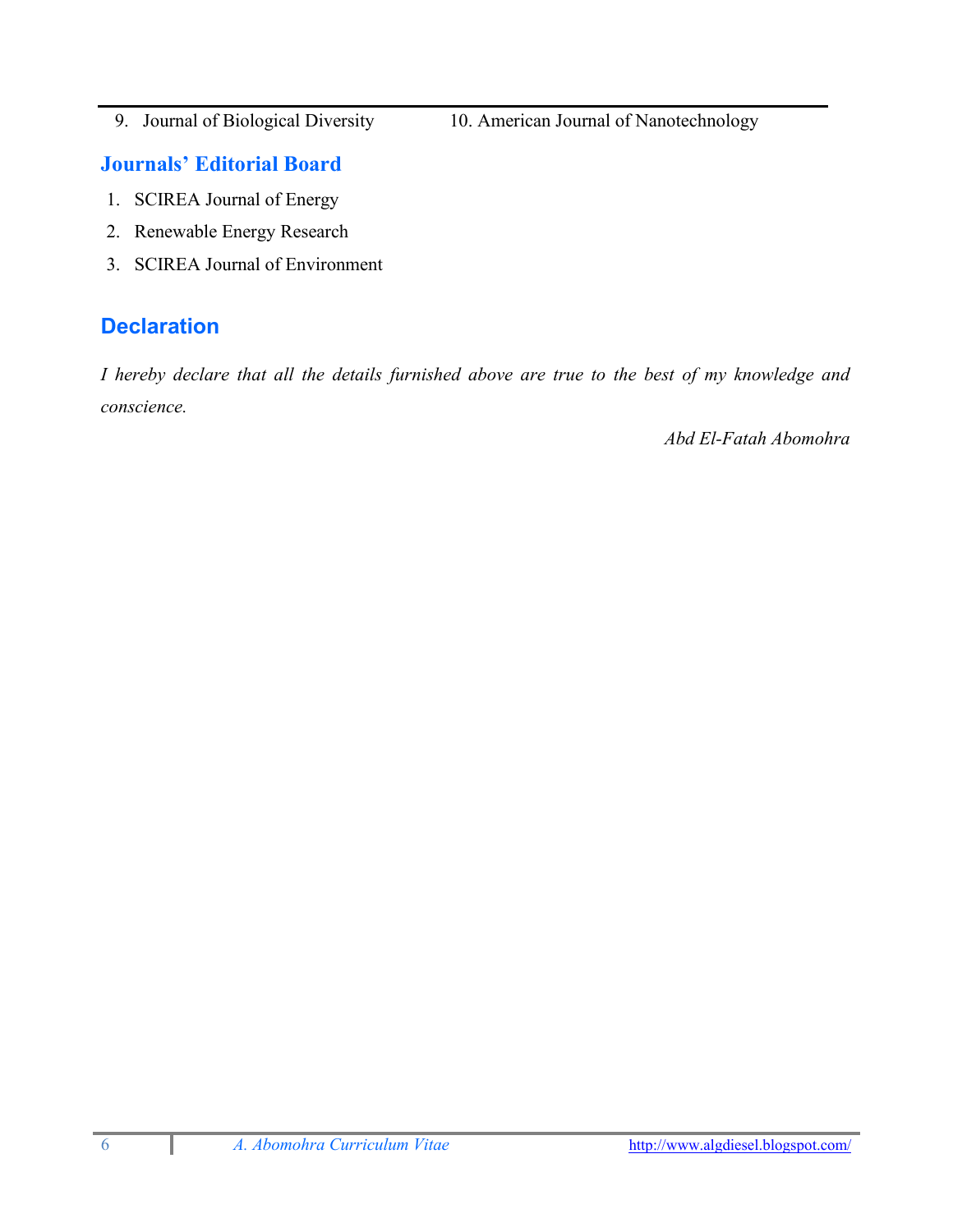9. Journal of Biological Diversity
10. American Journal of Nanotechnology

## Journals' Editorial Board

1. SCIREA Journal of Energy
2. Renewable Energy Research
3. SCIREA Journal of Environment

## Declaration

*I hereby declare that all the details furnished above are true to the best of my knowledge and conscience.*

*Abd El-Fatah Abomohra*